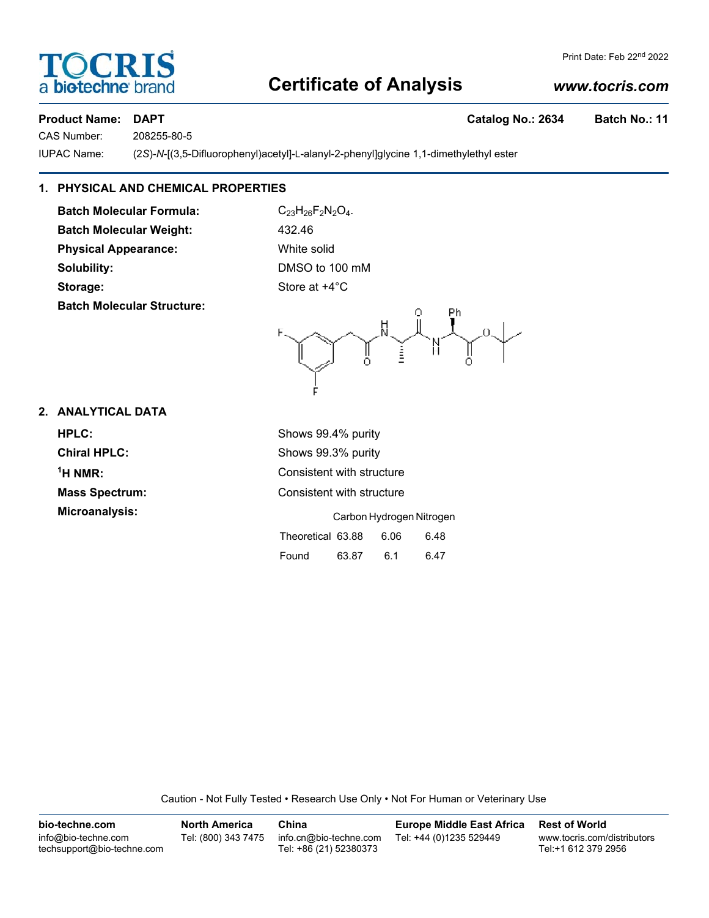# Certificate of Analysis

Print Date: Feb 22nd 2022

www.tocris.com

**Product Name: DAPT** **Catalog No.: 2634** **Batch No.: 11**

CAS Number: 208255-80-5

IUPAC Name: (2*S*)-*N*-[(3,5-Difluorophenyl)acetyl]-L-alanyl-2-phenyl]glycine 1,1-dimethylethyl ester

## 1. PHYSICAL AND CHEMICAL PROPERTIES

**Batch Molecular Formula:** $C_{23}H_{26}F_2N_2O_4$.

**Batch Molecular Weight:** 432.46

**Physical Appearance:** White solid

**Solubility:** DMSO to 100 mM

**Storage:** Store at +4°C

**Batch Molecular Structure:**

## 2. ANALYTICAL DATA

**HPLC:** Shows 99.4% purity

**Chiral HPLC:** Shows 99.3% purity

**$^1$H NMR:** Consistent with structure

**Mass Spectrum:** Consistent with structure

**Microanalysis:**

| | Carbon | Hydrogen | Nitrogen |
|---|---|---|---|
| Theoretical | 63.88 | 6.06 | 6.48 |
| Found | 63.87 | 6.1 | 6.47 |

Caution - Not Fully Tested • Research Use Only • Not For Human or Veterinary Use

**bio-techne.com**
info@bio-techne.com
techsupport@bio-techne.com

**North America**
Tel: (800) 343 7475

**China**
info.cn@bio-techne.com
Tel: +86 (21) 52380373

**Europe Middle East Africa**
Tel: +44 (0)1235 529449

**Rest of World**
www.tocris.com/distributors
Tel:+1 612 379 2956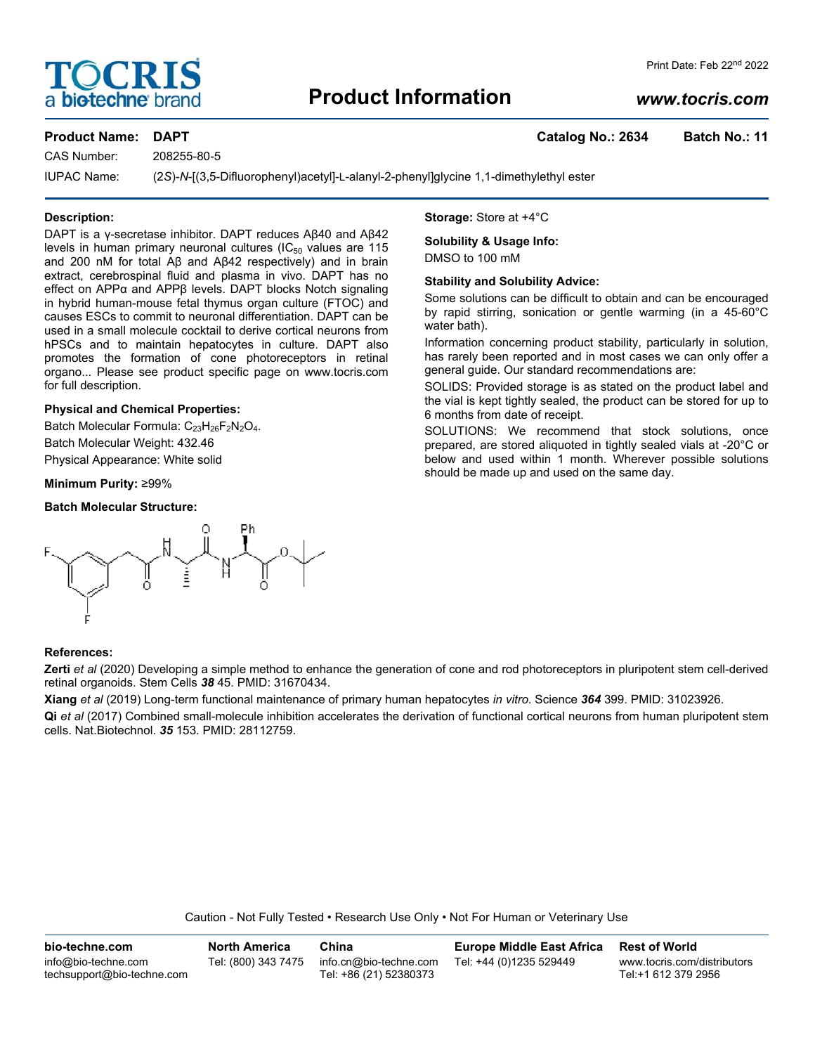# Product Information

**Product Name: DAPT** **Catalog No.: 2634** **Batch No.: 11**

CAS Number: 208255-80-5

IUPAC Name: (2*S*)-*N*-[(3,5-Difluorophenyl)acetyl]-L-alanyl-2-phenyl]glycine 1,1-dimethylethyl ester

## Description:

DAPT is a γ-secretase inhibitor. DAPT reduces Aβ40 and Aβ42 levels in human primary neuronal cultures ($IC_{50}$ values are 115 and 200 nM for total Aβ and Aβ42 respectively) and in brain extract, cerebrospinal fluid and plasma in vivo. DAPT has no effect on APPα and APPβ levels. DAPT blocks Notch signaling in hybrid human-mouse fetal thymus organ culture (FTOC) and causes ESCs to commit to neuronal differentiation. DAPT can be used in a small molecule cocktail to derive cortical neurons from hPSCs and to maintain hepatocytes in culture. DAPT also promotes the formation of cone photoreceptors in retinal organo... Please see product specific page on www.tocris.com for full description.

## Physical and Chemical Properties:

Batch Molecular Formula: $C_{23}H_{26}F_2N_2O_4$.

Batch Molecular Weight: 432.46

Physical Appearance: White solid

**Minimum Purity:** ≥99%

**Batch Molecular Structure:**

## Storage: Store at +4°C

## Solubility & Usage Info:

DMSO to 100 mM

## Stability and Solubility Advice:

Some solutions can be difficult to obtain and can be encouraged by rapid stirring, sonication or gentle warming (in a 45-60°C water bath).

Information concerning product stability, particularly in solution, has rarely been reported and in most cases we can only offer a general guide. Our standard recommendations are:

SOLIDS: Provided storage is as stated on the product label and the vial is kept tightly sealed, the product can be stored for up to 6 months from date of receipt.

SOLUTIONS: We recommend that stock solutions, once prepared, are stored aliquoted in tightly sealed vials at -20°C or below and used within 1 month. Wherever possible solutions should be made up and used on the same day.

## References:

**Zerti** *et al* (2020) Developing a simple method to enhance the generation of cone and rod photoreceptors in pluripotent stem cell-derived retinal organoids. Stem Cells ***38*** 45. PMID: 31670434.

**Xiang** *et al* (2019) Long-term functional maintenance of primary human hepatocytes *in vitro*. Science ***364*** 399. PMID: 31023926.

**Qi** *et al* (2017) Combined small-molecule inhibition accelerates the derivation of functional cortical neurons from human pluripotent stem cells. Nat.Biotechnol. ***35*** 153. PMID: 28112759.

Caution - Not Fully Tested • Research Use Only • Not For Human or Veterinary Use

| bio-techne.com | North America | China | Europe Middle East Africa | Rest of World |
| --- | --- | --- | --- | --- |
| info@bio-techne.com techsupport@bio-techne.com | Tel: (800) 343 7475 | info.cn@bio-techne.com Tel: +86 (21) 52380373 | Tel: +44 (0)1235 529449 | www.tocris.com/distributors Tel:+1 612 379 2956 |